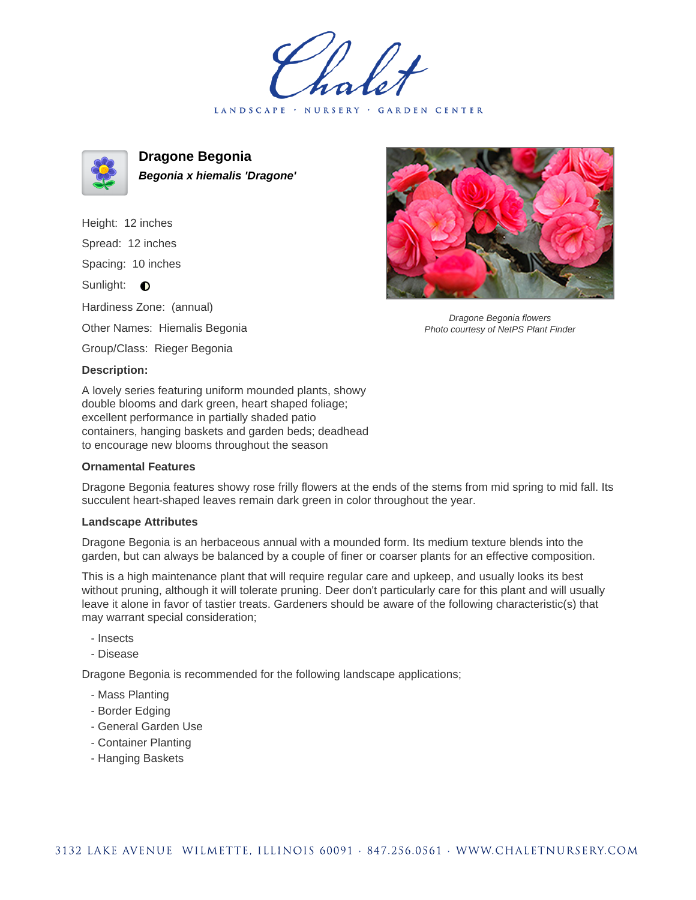# Chalet

LANDSCAPE · NURSERY · GARDEN CENTER

## Dragone Begonia

***Begonia x hiemalis 'Dragone'***

Height: 12 inches

Spread: 12 inches

Spacing: 10 inches

Sunlight: ◐

Hardiness Zone: (annual)

Other Names: Hiemalis Begonia

Group/Class: Rieger Begonia

*Dragone Begonia flowers*
*Photo courtesy of NetPS Plant Finder*

### Description:

A lovely series featuring uniform mounded plants, showy double blooms and dark green, heart shaped foliage; excellent performance in partially shaded patio containers, hanging baskets and garden beds; deadhead to encourage new blooms throughout the season

### Ornamental Features

Dragone Begonia features showy rose frilly flowers at the ends of the stems from mid spring to mid fall. Its succulent heart-shaped leaves remain dark green in color throughout the year.

### Landscape Attributes

Dragone Begonia is an herbaceous annual with a mounded form. Its medium texture blends into the garden, but can always be balanced by a couple of finer or coarser plants for an effective composition.

This is a high maintenance plant that will require regular care and upkeep, and usually looks its best without pruning, although it will tolerate pruning. Deer don't particularly care for this plant and will usually leave it alone in favor of tastier treats. Gardeners should be aware of the following characteristic(s) that may warrant special consideration;

- Insects
- Disease

Dragone Begonia is recommended for the following landscape applications;

- Mass Planting
- Border Edging
- General Garden Use
- Container Planting
- Hanging Baskets

3132 LAKE AVENUE WILMETTE, ILLINOIS 60091 · 847.256.0561 · WWW.CHALETNURSERY.COM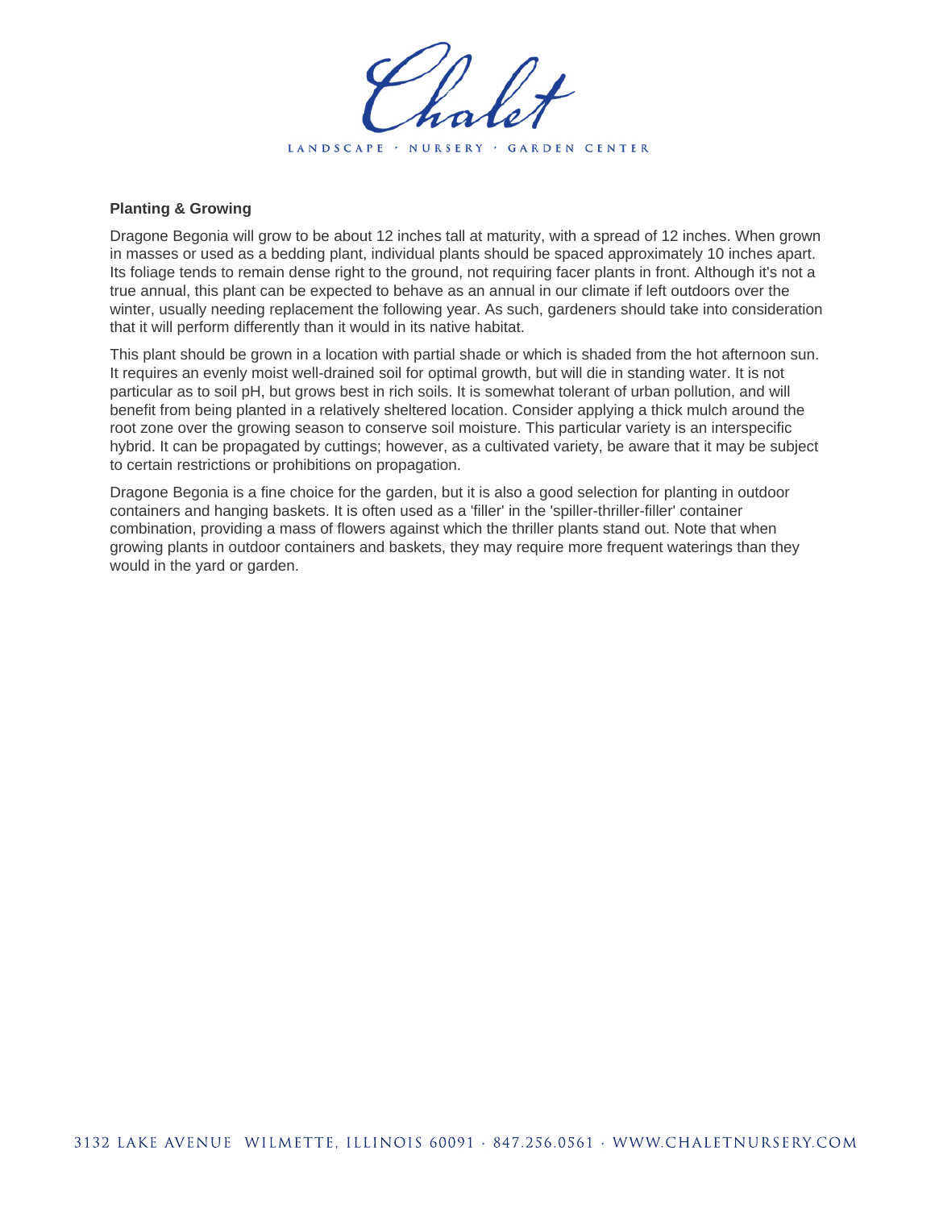**Planting & Growing**

Dragone Begonia will grow to be about 12 inches tall at maturity, with a spread of 12 inches. When grown in masses or used as a bedding plant, individual plants should be spaced approximately 10 inches apart. Its foliage tends to remain dense right to the ground, not requiring facer plants in front. Although it's not a true annual, this plant can be expected to behave as an annual in our climate if left outdoors over the winter, usually needing replacement the following year. As such, gardeners should take into consideration that it will perform differently than it would in its native habitat.

This plant should be grown in a location with partial shade or which is shaded from the hot afternoon sun. It requires an evenly moist well-drained soil for optimal growth, but will die in standing water. It is not particular as to soil pH, but grows best in rich soils. It is somewhat tolerant of urban pollution, and will benefit from being planted in a relatively sheltered location. Consider applying a thick mulch around the root zone over the growing season to conserve soil moisture. This particular variety is an interspecific hybrid. It can be propagated by cuttings; however, as a cultivated variety, be aware that it may be subject to certain restrictions or prohibitions on propagation.

Dragone Begonia is a fine choice for the garden, but it is also a good selection for planting in outdoor containers and hanging baskets. It is often used as a 'filler' in the 'spiller-thriller-filler' container combination, providing a mass of flowers against which the thriller plants stand out. Note that when growing plants in outdoor containers and baskets, they may require more frequent waterings than they would in the yard or garden.